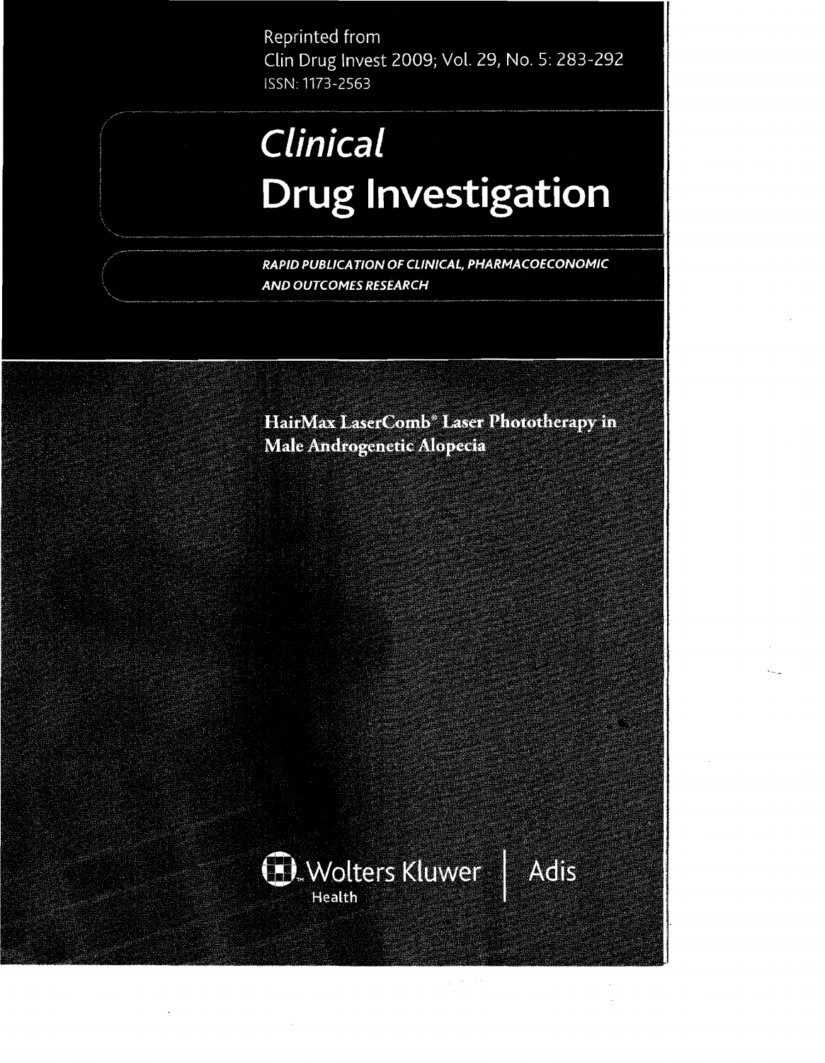Reprinted from
Clin Drug Invest 2009; Vol. 29, No. 5: 283-292
ISSN: 1173-2563

# *Clinical* Drug Investigation

*RAPID PUBLICATION OF CLINICAL, PHARMACOECONOMIC AND OUTCOMES RESEARCH*

## HairMax LaserComb® Laser Phototherapy in Male Androgenetic Alopecia

Wolters Kluwer Health | Adis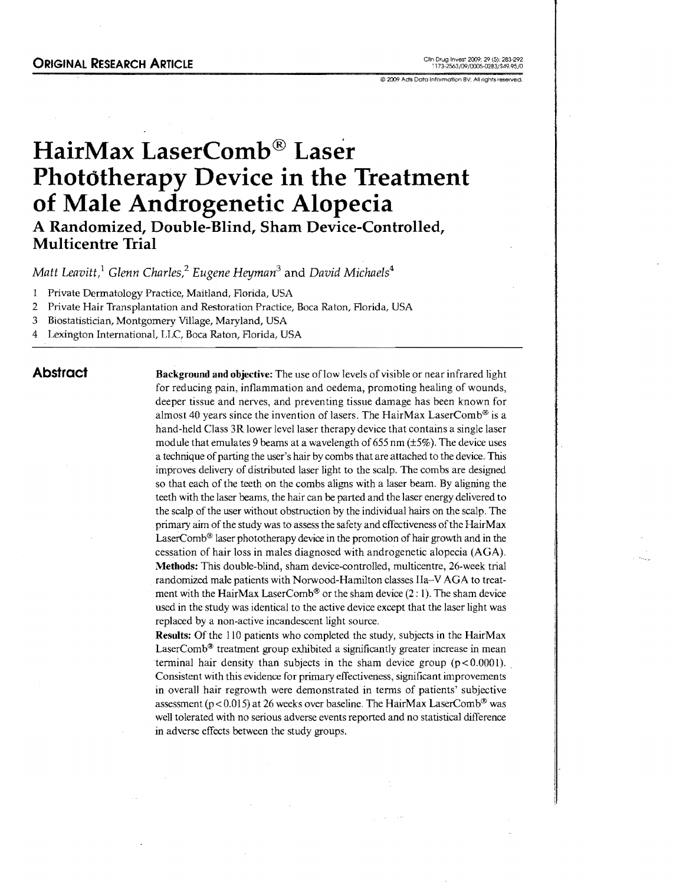**ORIGINAL RESEARCH ARTICLE**

# HairMax LaserComb® Laser Phototherapy Device in the Treatment of Male Androgenetic Alopecia

## A Randomized, Double-Blind, Sham Device-Controlled, Multicentre Trial

*Matt Leavitt,*[1] *Glenn Charles,*[2] *Eugene Heyman*[3] and *David Michaels*[4]

1 Private Dermatology Practice, Maitland, Florida, USA
2 Private Hair Transplantation and Restoration Practice, Boca Raton, Florida, USA
3 Biostatistician, Montgomery Village, Maryland, USA
4 Lexington International, LLC, Boca Raton, Florida, USA

## Abstract

**Background and objective:** The use of low levels of visible or near infrared light for reducing pain, inflammation and oedema, promoting healing of wounds, deeper tissue and nerves, and preventing tissue damage has been known for almost 40 years since the invention of lasers. The HairMax LaserComb® is a hand-held Class 3R lower level laser therapy device that contains a single laser module that emulates 9 beams at a wavelength of 655 nm (±5%). The device uses a technique of parting the user's hair by combs that are attached to the device. This improves delivery of distributed laser light to the scalp. The combs are designed so that each of the teeth on the combs aligns with a laser beam. By aligning the teeth with the laser beams, the hair can be parted and the laser energy delivered to the scalp of the user without obstruction by the individual hairs on the scalp. The primary aim of the study was to assess the safety and effectiveness of the HairMax LaserComb® laser phototherapy device in the promotion of hair growth and in the cessation of hair loss in males diagnosed with androgenetic alopecia (AGA).

**Methods:** This double-blind, sham device-controlled, multicentre, 26-week trial randomized male patients with Norwood-Hamilton classes IIa–V AGA to treatment with the HairMax LaserComb® or the sham device (2 : 1). The sham device used in the study was identical to the active device except that the laser light was replaced by a non-active incandescent light source.

**Results:** Of the 110 patients who completed the study, subjects in the HairMax LaserComb® treatment group exhibited a significantly greater increase in mean terminal hair density than subjects in the sham device group ($p < 0.0001$). Consistent with this evidence for primary effectiveness, significant improvements in overall hair regrowth were demonstrated in terms of patients' subjective assessment ($p < 0.015$) at 26 weeks over baseline. The HairMax LaserComb® was well tolerated with no serious adverse events reported and no statistical difference in adverse effects between the study groups.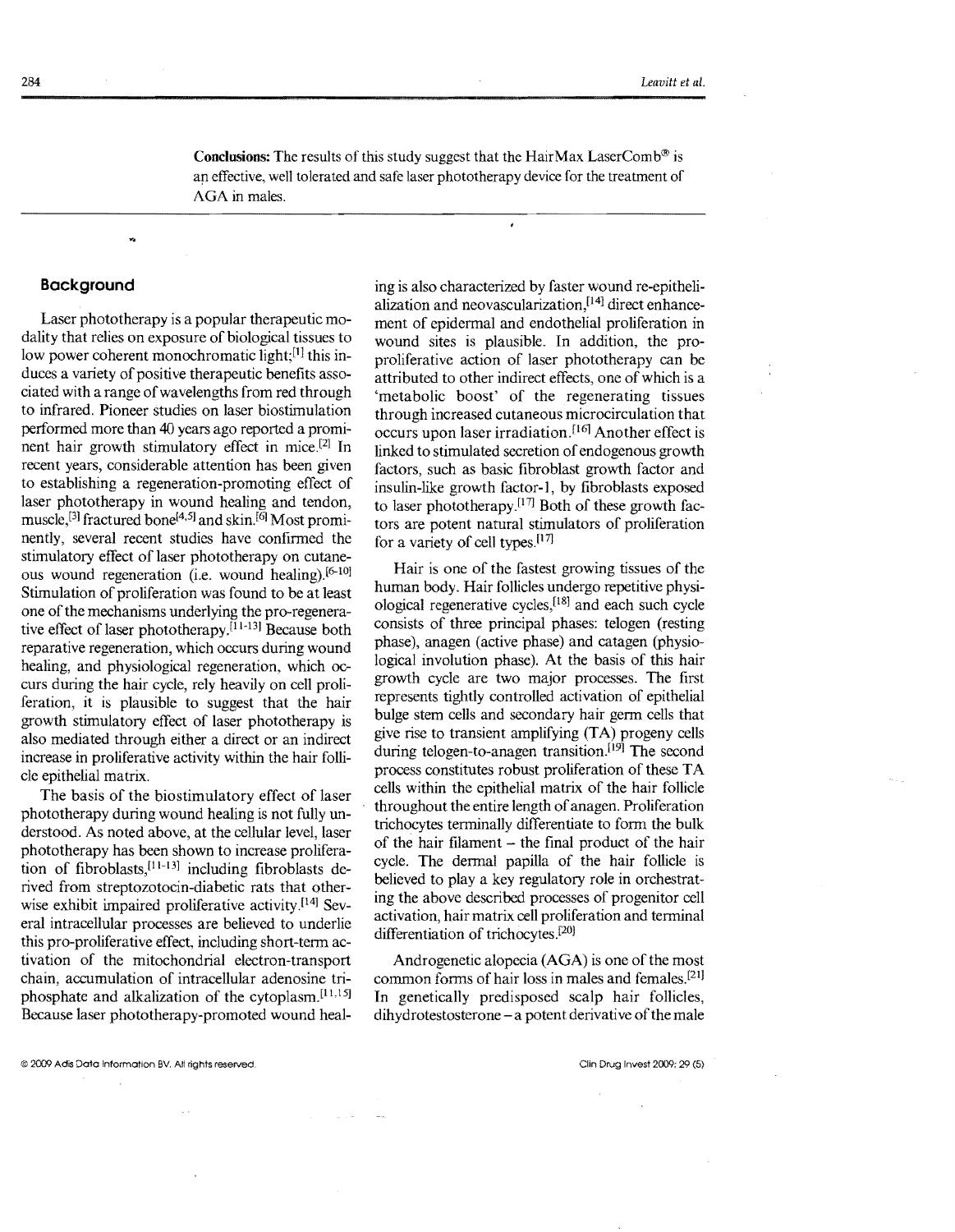**Conclusions:** The results of this study suggest that the HairMax LaserComb® is an effective, well tolerated and safe laser phototherapy device for the treatment of AGA in males.

## Background

Laser phototherapy is a popular therapeutic modality that relies on exposure of biological tissues to low power coherent monochromatic light;[1] this induces a variety of positive therapeutic benefits associated with a range of wavelengths from red through to infrared. Pioneer studies on laser biostimulation performed more than 40 years ago reported a prominent hair growth stimulatory effect in mice.[2] In recent years, considerable attention has been given to establishing a regeneration-promoting effect of laser phototherapy in wound healing and tendon, muscle,[3] fractured bone[4,5] and skin.[6] Most prominently, several recent studies have confirmed the stimulatory effect of laser phototherapy on cutaneous wound regeneration (i.e. wound healing).[6-10] Stimulation of proliferation was found to be at least one of the mechanisms underlying the pro-regenerative effect of laser phototherapy.[11-13] Because both reparative regeneration, which occurs during wound healing, and physiological regeneration, which occurs during the hair cycle, rely heavily on cell proliferation, it is plausible to suggest that the hair growth stimulatory effect of laser phototherapy is also mediated through either a direct or an indirect increase in proliferative activity within the hair follicle epithelial matrix.

The basis of the biostimulatory effect of laser phototherapy during wound healing is not fully understood. As noted above, at the cellular level, laser phototherapy has been shown to increase proliferation of fibroblasts,[11-13] including fibroblasts derived from streptozotocin-diabetic rats that otherwise exhibit impaired proliferative activity.[14] Several intracellular processes are believed to underlie this pro-proliferative effect, including short-term activation of the mitochondrial electron-transport chain, accumulation of intracellular adenosine triphosphate and alkalization of the cytoplasm.[11,15] Because laser phototherapy-promoted wound healing is also characterized by faster wound re-epithelialization and neovascularization,[14] direct enhancement of epidermal and endothelial proliferation in wound sites is plausible. In addition, the pro-proliferative action of laser phototherapy can be attributed to other indirect effects, one of which is a 'metabolic boost' of the regenerating tissues through increased cutaneous microcirculation that occurs upon laser irradiation.[16] Another effect is linked to stimulated secretion of endogenous growth factors, such as basic fibroblast growth factor and insulin-like growth factor-1, by fibroblasts exposed to laser phototherapy.[17] Both of these growth factors are potent natural stimulators of proliferation for a variety of cell types.[17]

Hair is one of the fastest growing tissues of the human body. Hair follicles undergo repetitive physiological regenerative cycles,[18] and each such cycle consists of three principal phases: telogen (resting phase), anagen (active phase) and catagen (physiological involution phase). At the basis of this hair growth cycle are two major processes. The first represents tightly controlled activation of epithelial bulge stem cells and secondary hair germ cells that give rise to transient amplifying (TA) progeny cells during telogen-to-anagen transition.[19] The second process constitutes robust proliferation of these TA cells within the epithelial matrix of the hair follicle throughout the entire length of anagen. Proliferation trichocytes terminally differentiate to form the bulk of the hair filament – the final product of the hair cycle. The dermal papilla of the hair follicle is believed to play a key regulatory role in orchestrating the above described processes of progenitor cell activation, hair matrix cell proliferation and terminal differentiation of trichocytes.[20]

Androgenetic alopecia (AGA) is one of the most common forms of hair loss in males and females.[21] In genetically predisposed scalp hair follicles, dihydrotestosterone – a potent derivative of the male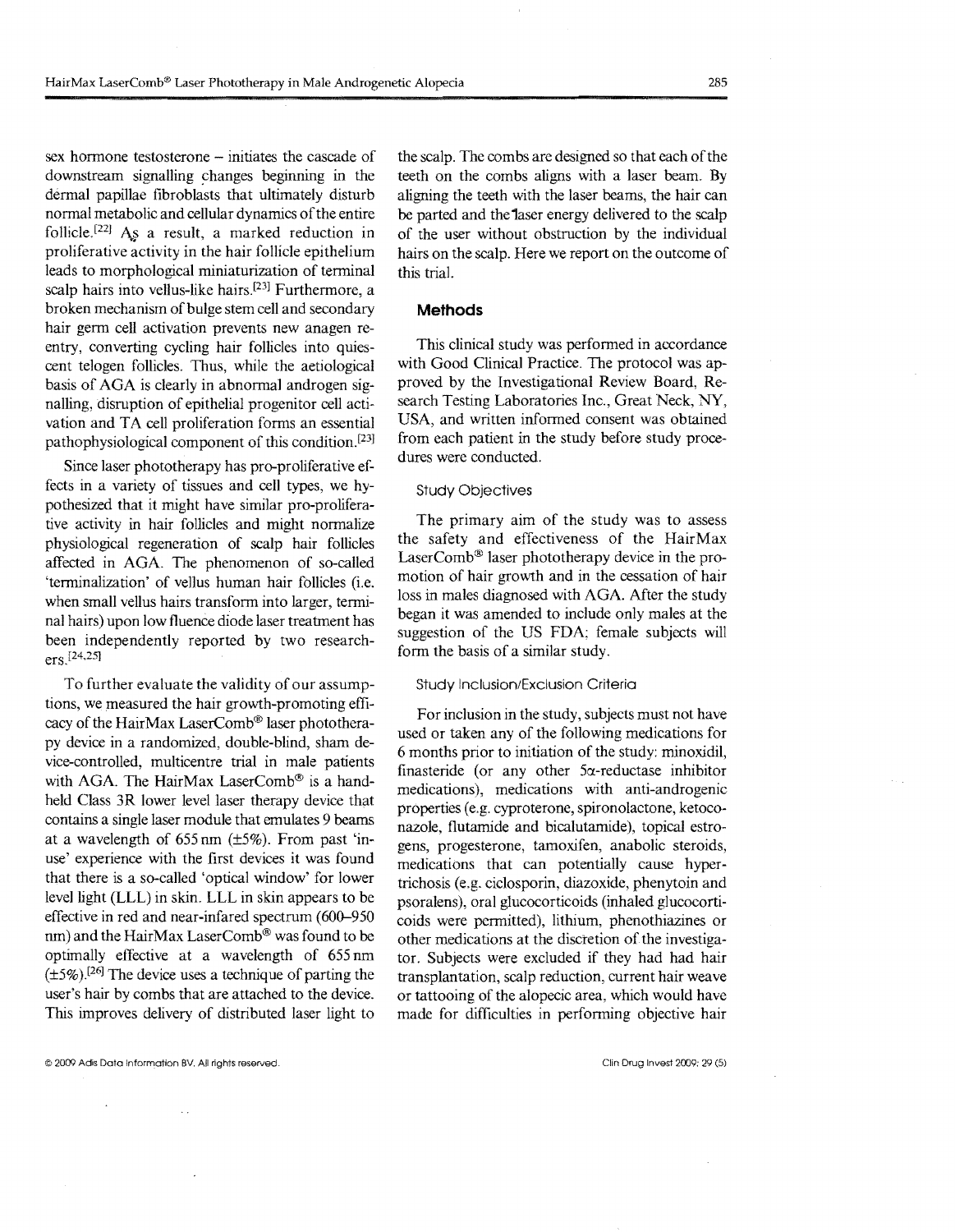sex hormone testosterone – initiates the cascade of downstream signalling changes beginning in the dermal papillae fibroblasts that ultimately disturb normal metabolic and cellular dynamics of the entire follicle.[22] As a result, a marked reduction in proliferative activity in the hair follicle epithelium leads to morphological miniaturization of terminal scalp hairs into vellus-like hairs.[23] Furthermore, a broken mechanism of bulge stem cell and secondary hair germ cell activation prevents new anagen re-entry, converting cycling hair follicles into quiescent telogen follicles. Thus, while the aetiological basis of AGA is clearly in abnormal androgen signalling, disruption of epithelial progenitor cell activation and TA cell proliferation forms an essential pathophysiological component of this condition.[23]

Since laser phototherapy has pro-proliferative effects in a variety of tissues and cell types, we hypothesized that it might have similar pro-proliferative activity in hair follicles and might normalize physiological regeneration of scalp hair follicles affected in AGA. The phenomenon of so-called 'terminalization' of vellus human hair follicles (i.e. when small vellus hairs transform into larger, terminal hairs) upon low fluence diode laser treatment has been independently reported by two researchers.[24,25]

To further evaluate the validity of our assumptions, we measured the hair growth-promoting efficacy of the HairMax LaserComb® laser phototherapy device in a randomized, double-blind, sham device-controlled, multicentre trial in male patients with AGA. The HairMax LaserComb® is a hand-held Class 3R lower level laser therapy device that contains a single laser module that emulates 9 beams at a wavelength of 655 nm (±5%). From past 'in-use' experience with the first devices it was found that there is a so-called 'optical window' for lower level light (LLL) in skin. LLL in skin appears to be effective in red and near-infared spectrum (600–950 nm) and the HairMax LaserComb® was found to be optimally effective at a wavelength of 655 nm (±5%).[26] The device uses a technique of parting the user's hair by combs that are attached to the device. This improves delivery of distributed laser light to the scalp. The combs are designed so that each of the teeth on the combs aligns with a laser beam. By aligning the teeth with the laser beams, the hair can be parted and the laser energy delivered to the scalp of the user without obstruction by the individual hairs on the scalp. Here we report on the outcome of this trial.

## Methods

This clinical study was performed in accordance with Good Clinical Practice. The protocol was approved by the Investigational Review Board, Research Testing Laboratories Inc., Great Neck, NY, USA, and written informed consent was obtained from each patient in the study before study procedures were conducted.

### Study Objectives

The primary aim of the study was to assess the safety and effectiveness of the HairMax LaserComb® laser phototherapy device in the promotion of hair growth and in the cessation of hair loss in males diagnosed with AGA. After the study began it was amended to include only males at the suggestion of the US FDA; female subjects will form the basis of a similar study.

### Study Inclusion/Exclusion Criteria

For inclusion in the study, subjects must not have used or taken any of the following medications for 6 months prior to initiation of the study: minoxidil, finasteride (or any other 5α-reductase inhibitor medications), medications with anti-androgenic properties (e.g. cyproterone, spironolactone, ketoconazole, flutamide and bicalutamide), topical estrogens, progesterone, tamoxifen, anabolic steroids, medications that can potentially cause hypertrichosis (e.g. ciclosporin, diazoxide, phenytoin and psoralens), oral glucocorticoids (inhaled glucocorticoids were permitted), lithium, phenothiazines or other medications at the discretion of the investigator. Subjects were excluded if they had had hair transplantation, scalp reduction, current hair weave or tattooing of the alopecic area, which would have made for difficulties in performing objective hair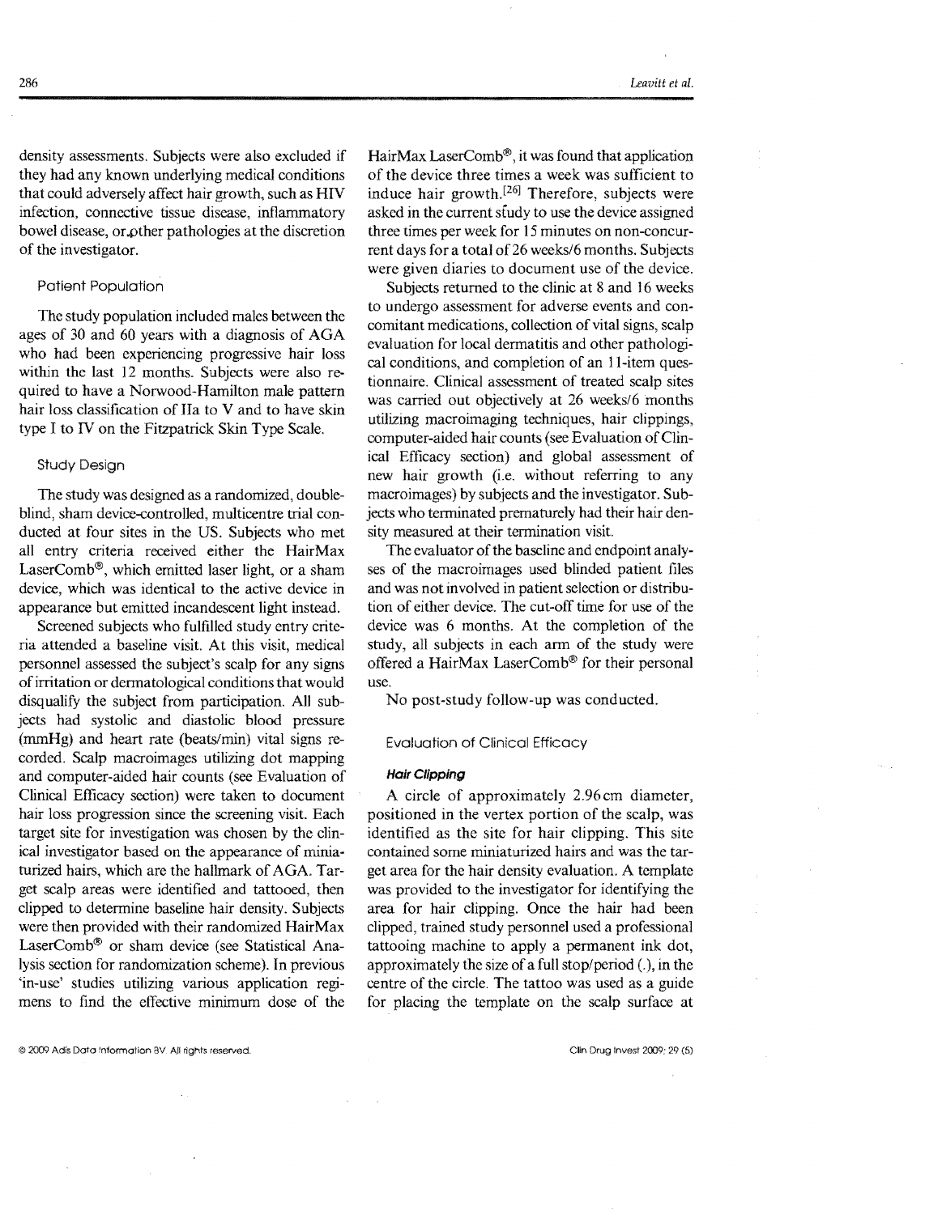density assessments. Subjects were also excluded if they had any known underlying medical conditions that could adversely affect hair growth, such as HIV infection, connective tissue disease, inflammatory bowel disease, or other pathologies at the discretion of the investigator.

### Patient Population

The study population included males between the ages of 30 and 60 years with a diagnosis of AGA who had been experiencing progressive hair loss within the last 12 months. Subjects were also required to have a Norwood-Hamilton male pattern hair loss classification of IIa to V and to have skin type I to IV on the Fitzpatrick Skin Type Scale.

### Study Design

The study was designed as a randomized, double-blind, sham device-controlled, multicentre trial conducted at four sites in the US. Subjects who met all entry criteria received either the HairMax LaserComb®, which emitted laser light, or a sham device, which was identical to the active device in appearance but emitted incandescent light instead.

Screened subjects who fulfilled study entry criteria attended a baseline visit. At this visit, medical personnel assessed the subject's scalp for any signs of irritation or dermatological conditions that would disqualify the subject from participation. All subjects had systolic and diastolic blood pressure (mmHg) and heart rate (beats/min) vital signs recorded. Scalp macroimages utilizing dot mapping and computer-aided hair counts (see Evaluation of Clinical Efficacy section) were taken to document hair loss progression since the screening visit. Each target site for investigation was chosen by the clinical investigator based on the appearance of miniaturized hairs, which are the hallmark of AGA. Target scalp areas were identified and tattooed, then clipped to determine baseline hair density. Subjects were then provided with their randomized HairMax LaserComb® or sham device (see Statistical Analysis section for randomization scheme). In previous 'in-use' studies utilizing various application regimens to find the effective minimum dose of the HairMax LaserComb®, it was found that application of the device three times a week was sufficient to induce hair growth.[26] Therefore, subjects were asked in the current study to use the device assigned three times per week for 15 minutes on non-concurrent days for a total of 26 weeks/6 months. Subjects were given diaries to document use of the device.

Subjects returned to the clinic at 8 and 16 weeks to undergo assessment for adverse events and concomitant medications, collection of vital signs, scalp evaluation for local dermatitis and other pathological conditions, and completion of an 11-item questionnaire. Clinical assessment of treated scalp sites was carried out objectively at 26 weeks/6 months utilizing macroimaging techniques, hair clippings, computer-aided hair counts (see Evaluation of Clinical Efficacy section) and global assessment of new hair growth (i.e. without referring to any macroimages) by subjects and the investigator. Subjects who terminated prematurely had their hair density measured at their termination visit.

The evaluator of the baseline and endpoint analyses of the macroimages used blinded patient files and was not involved in patient selection or distribution of either device. The cut-off time for use of the device was 6 months. At the completion of the study, all subjects in each arm of the study were offered a HairMax LaserComb® for their personal use.

No post-study follow-up was conducted.

### Evaluation of Clinical Efficacy

#### *Hair Clipping*

A circle of approximately 2.96 cm diameter, positioned in the vertex portion of the scalp, was identified as the site for hair clipping. This site contained some miniaturized hairs and was the target area for the hair density evaluation. A template was provided to the investigator for identifying the area for hair clipping. Once the hair had been clipped, trained study personnel used a professional tattooing machine to apply a permanent ink dot, approximately the size of a full stop/period (.), in the centre of the circle. The tattoo was used as a guide for placing the template on the scalp surface at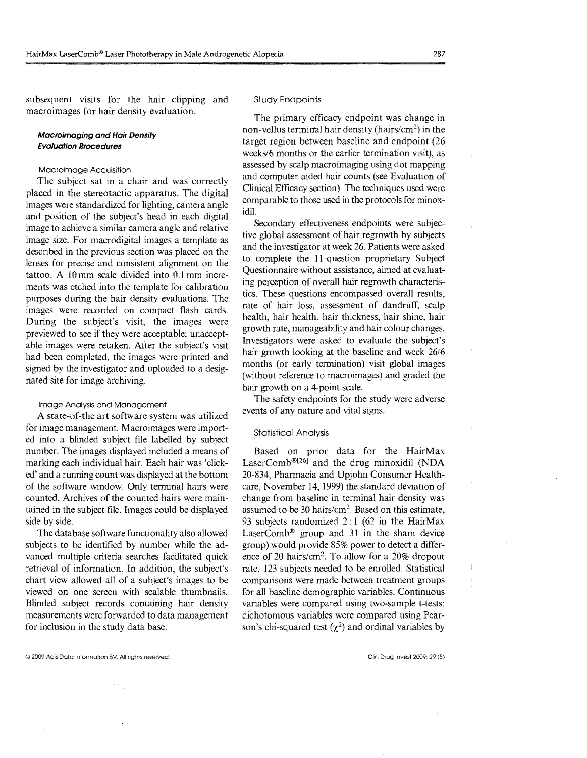subsequent visits for the hair clipping and macroimages for hair density evaluation.

### *Macroimaging and Hair Density Evaluation Procedures*

#### Macroimage Acquisition

The subject sat in a chair and was correctly placed in the stereotactic apparatus. The digital images were standardized for lighting, camera angle and position of the subject's head in each digital image to achieve a similar camera angle and relative image size. For macrodigital images a template as described in the previous section was placed on the lenses for precise and consistent alignment on the tattoo. A 10 mm scale divided into 0.1 mm increments was etched into the template for calibration purposes during the hair density evaluations. The images were recorded on compact flash cards. During the subject's visit, the images were previewed to see if they were acceptable; unacceptable images were retaken. After the subject's visit had been completed, the images were printed and signed by the investigator and uploaded to a designated site for image archiving.

#### Image Analysis and Management

A state-of-the art software system was utilized for image management. Macroimages were imported into a blinded subject file labelled by subject number. The images displayed included a means of marking each individual hair. Each hair was 'clicked' and a running count was displayed at the bottom of the software window. Only terminal hairs were counted. Archives of the counted hairs were maintained in the subject file. Images could be displayed side by side.

The database software functionality also allowed subjects to be identified by number while the advanced multiple criteria searches facilitated quick retrieval of information. In addition, the subject's chart view allowed all of a subject's images to be viewed on one screen with scalable thumbnails. Blinded subject records containing hair density measurements were forwarded to data management for inclusion in the study data base.

### Study Endpoints

The primary efficacy endpoint was change in non-vellus terminal hair density (hairs/cm$^2$) in the target region between baseline and endpoint (26 weeks/6 months or the earlier termination visit), as assessed by scalp macroimaging using dot mapping and computer-aided hair counts (see Evaluation of Clinical Efficacy section). The techniques used were comparable to those used in the protocols for minoxidil.

Secondary effectiveness endpoints were subjective global assessment of hair regrowth by subjects and the investigator at week 26. Patients were asked to complete the 11-question proprietary Subject Questionnaire without assistance, aimed at evaluating perception of overall hair regrowth characteristics. These questions encompassed overall results, rate of hair loss, assessment of dandruff, scalp health, hair health, hair thickness, hair shine, hair growth rate, manageability and hair colour changes. Investigators were asked to evaluate the subject's hair growth looking at the baseline and week 26/6 months (or early termination) visit global images (without reference to macroimages) and graded the hair growth on a 4-point scale.

The safety endpoints for the study were adverse events of any nature and vital signs.

### Statistical Analysis

Based on prior data for the HairMax LaserComb®[26] and the drug minoxidil (NDA 20-834, Pharmacia and Upjohn Consumer Healthcare, November 14, 1999) the standard deviation of change from baseline in terminal hair density was assumed to be 30 hairs/cm$^2$. Based on this estimate, 93 subjects randomized 2 : 1 (62 in the HairMax LaserComb® group and 31 in the sham device group) would provide 85% power to detect a difference of 20 hairs/cm$^2$. To allow for a 20% dropout rate, 123 subjects needed to be enrolled. Statistical comparisons were made between treatment groups for all baseline demographic variables. Continuous variables were compared using two-sample t-tests: dichotomous variables were compared using Pearson's chi-squared test ($\chi^2$) and ordinal variables by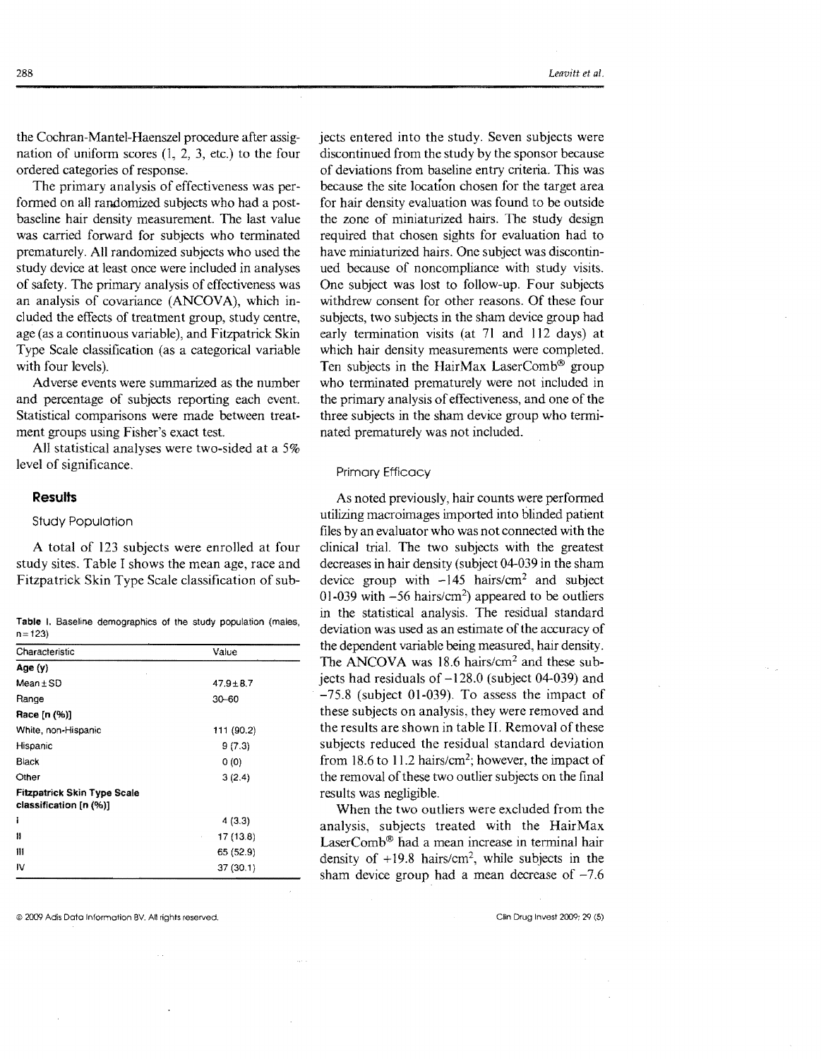the Cochran-Mantel-Haenszel procedure after assignation of uniform scores (1, 2, 3, etc.) to the four ordered categories of response.

The primary analysis of effectiveness was performed on all randomized subjects who had a post-baseline hair density measurement. The last value was carried forward for subjects who terminated prematurely. All randomized subjects who used the study device at least once were included in analyses of safety. The primary analysis of effectiveness was an analysis of covariance (ANCOVA), which included the effects of treatment group, study centre, age (as a continuous variable), and Fitzpatrick Skin Type Scale classification (as a categorical variable with four levels).

Adverse events were summarized as the number and percentage of subjects reporting each event. Statistical comparisons were made between treatment groups using Fisher's exact test.

All statistical analyses were two-sided at a 5% level of significance.

## Results

### Study Population

A total of 123 subjects were enrolled at four study sites. Table I shows the mean age, race and Fitzpatrick Skin Type Scale classification of subjects entered into the study. Seven subjects were discontinued from the study by the sponsor because of deviations from baseline entry criteria. This was because the site location chosen for the target area for hair density evaluation was found to be outside the zone of miniaturized hairs. The study design required that chosen sights for evaluation had to have miniaturized hairs. One subject was discontinued because of noncompliance with study visits. One subject was lost to follow-up. Four subjects withdrew consent for other reasons. Of these four subjects, two subjects in the sham device group had early termination visits (at 71 and 112 days) at which hair density measurements were completed. Ten subjects in the HairMax LaserComb® group who terminated prematurely were not included in the primary analysis of effectiveness, and one of the three subjects in the sham device group who terminated prematurely was not included.

**Table I.** Baseline demographics of the study population (males, n = 123)

| Characteristic | Value |
|---|---|
| **Age (y)** | |
| Mean ± SD | 47.9 ± 8.7 |
| Range | 30–60 |
| **Race [n (%)]** | |
| White, non-Hispanic | 111 (90.2) |
| Hispanic | 9 (7.3) |
| Black | 0 (0) |
| Other | 3 (2.4) |
| **Fitzpatrick Skin Type Scale classification [n (%)]** | |
| I | 4 (3.3) |
| II | 17 (13.8) |
| III | 65 (52.9) |
| IV | 37 (30.1) |

### Primary Efficacy

As noted previously, hair counts were performed utilizing macroimages imported into blinded patient files by an evaluator who was not connected with the clinical trial. The two subjects with the greatest decreases in hair density (subject 04-039 in the sham device group with −145 hairs/cm$^2$ and subject 01-039 with −56 hairs/cm$^2$) appeared to be outliers in the statistical analysis. The residual standard deviation was used as an estimate of the accuracy of the dependent variable being measured, hair density. The ANCOVA was 18.6 hairs/cm$^2$ and these subjects had residuals of −128.0 (subject 04-039) and −75.8 (subject 01-039). To assess the impact of these subjects on analysis, they were removed and the results are shown in table II. Removal of these subjects reduced the residual standard deviation from 18.6 to 11.2 hairs/cm$^2$; however, the impact of the removal of these two outlier subjects on the final results was negligible.

When the two outliers were excluded from the analysis, subjects treated with the HairMax LaserComb® had a mean increase in terminal hair density of +19.8 hairs/cm$^2$, while subjects in the sham device group had a mean decrease of −7.6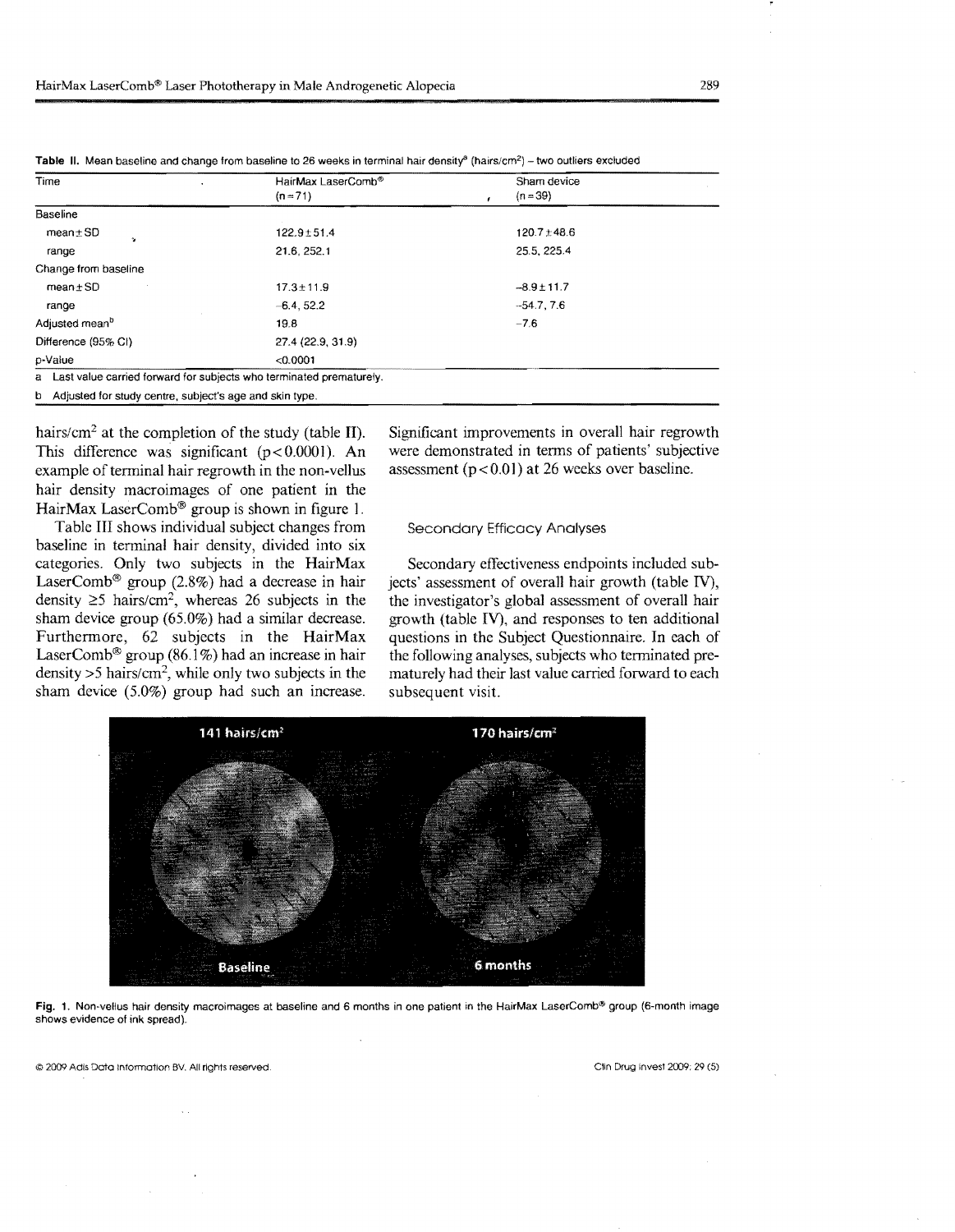**Table II.** Mean baseline and change from baseline to 26 weeks in terminal hair density[a] (hairs/cm$^2$) – two outliers excluded

| Time | HairMax LaserComb® (n = 71) | Sham device (n = 39) |
|---|---|---|
| Baseline | | |
| mean ± SD | 122.9 ± 51.4 | 120.7 ± 48.6 |
| range | 21.6, 252.1 | 25.5, 225.4 |
| Change from baseline | | |
| mean ± SD | 17.3 ± 11.9 | –8.9 ± 11.7 |
| range | –6.4, 52.2 | –54.7, 7.6 |
| Adjusted mean[b] | 19.8 | –7.6 |
| Difference (95% CI) | 27.4 (22.9, 31.9) | |
| p-Value | <0.0001 | |

a Last value carried forward for subjects who terminated prematurely.

b Adjusted for study centre, subject's age and skin type.

hairs/cm$^2$ at the completion of the study (table II). This difference was significant ($p < 0.0001$). An example of terminal hair regrowth in the non-vellus hair density macroimages of one patient in the HairMax LaserComb® group is shown in figure 1.

Table III shows individual subject changes from baseline in terminal hair density, divided into six categories. Only two subjects in the HairMax LaserComb® group (2.8%) had a decrease in hair density ≥5 hairs/cm$^2$, whereas 26 subjects in the sham device group (65.0%) had a similar decrease. Furthermore, 62 subjects in the HairMax LaserComb® group (86.1%) had an increase in hair density >5 hairs/cm$^2$, while only two subjects in the sham device (5.0%) group had such an increase. Significant improvements in overall hair regrowth were demonstrated in terms of patients' subjective assessment ($p < 0.01$) at 26 weeks over baseline.

### Secondary Efficacy Analyses

Secondary effectiveness endpoints included subjects' assessment of overall hair growth (table IV), the investigator's global assessment of overall hair growth (table IV), and responses to ten additional questions in the Subject Questionnaire. In each of the following analyses, subjects who terminated prematurely had their last value carried forward to each subsequent visit.

**Fig. 1.** Non-vellus hair density macroimages at baseline and 6 months in one patient in the HairMax LaserComb® group (6-month image shows evidence of ink spread).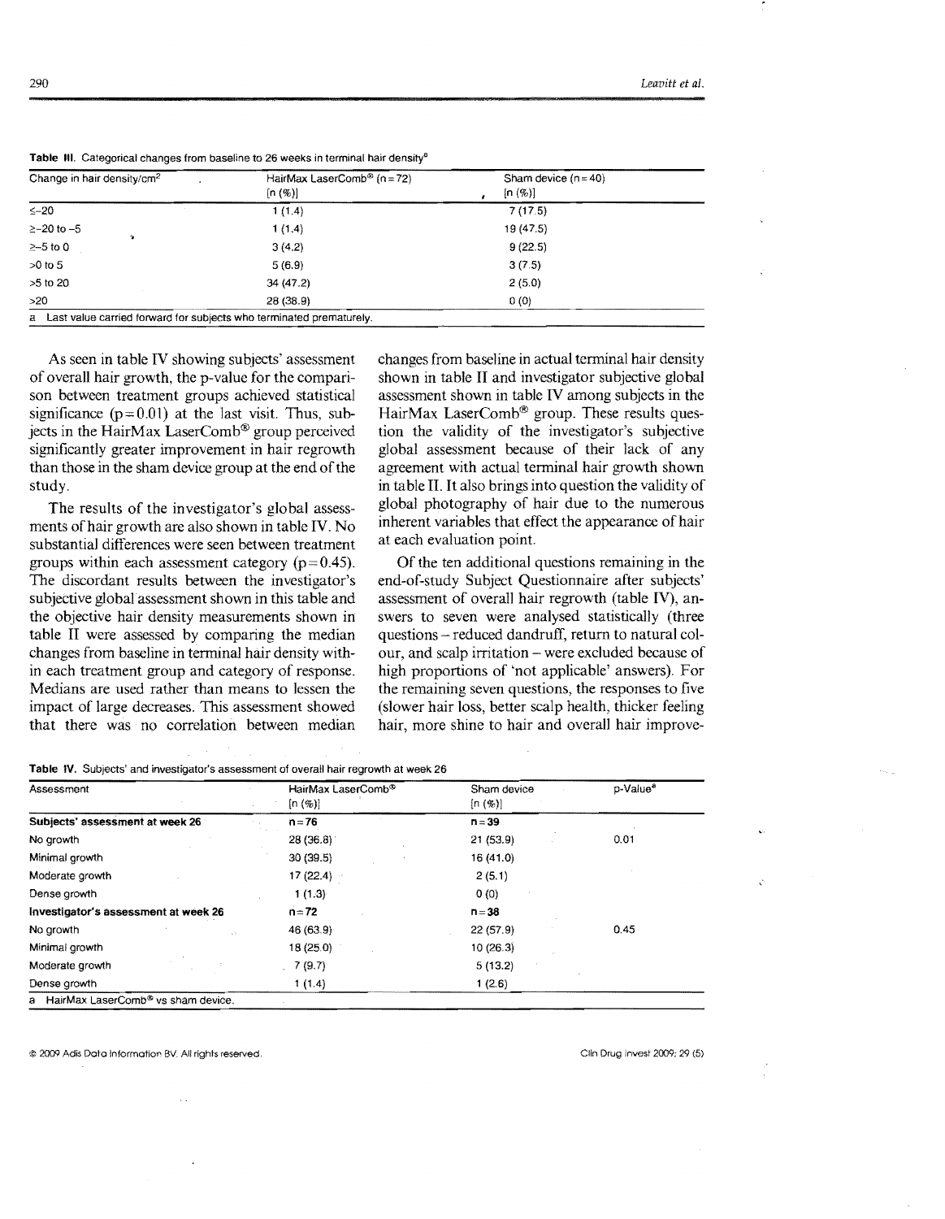**Table III.** Categorical changes from baseline to 26 weeks in terminal hair density[a]

| Change in hair density/cm² | HairMax LaserComb® (n = 72) [n (%)] | Sham device (n = 40) [n (%)] |
|---|---|---|
| ≤–20 | 1 (1.4) | 7 (17.5) |
| ≥–20 to –5 | 1 (1.4) | 19 (47.5) |
| ≥–5 to 0 | 3 (4.2) | 9 (22.5) |
| >0 to 5 | 5 (6.9) | 3 (7.5) |
| >5 to 20 | 34 (47.2) | 2 (5.0) |
| >20 | 28 (38.9) | 0 (0) |

a Last value carried forward for subjects who terminated prematurely.

As seen in table IV showing subjects' assessment of overall hair growth, the p-value for the comparison between treatment groups achieved statistical significance ($p = 0.01$) at the last visit. Thus, subjects in the HairMax LaserComb® group perceived significantly greater improvement in hair regrowth than those in the sham device group at the end of the study.

The results of the investigator's global assessments of hair growth are also shown in table IV. No substantial differences were seen between treatment groups within each assessment category ($p = 0.45$). The discordant results between the investigator's subjective global assessment shown in this table and the objective hair density measurements shown in table II were assessed by comparing the median changes from baseline in terminal hair density within each treatment group and category of response. Medians are used rather than means to lessen the impact of large decreases. This assessment showed that there was no correlation between median changes from baseline in actual terminal hair density shown in table II and investigator subjective global assessment shown in table IV among subjects in the HairMax LaserComb® group. These results question the validity of the investigator's subjective global assessment because of their lack of any agreement with actual terminal hair growth shown in table II. It also brings into question the validity of global photography of hair due to the numerous inherent variables that effect the appearance of hair at each evaluation point.

Of the ten additional questions remaining in the end-of-study Subject Questionnaire after subjects' assessment of overall hair regrowth (table IV), answers to seven were analysed statistically (three questions – reduced dandruff, return to natural colour, and scalp irritation – were excluded because of high proportions of 'not applicable' answers). For the remaining seven questions, the responses to five (slower hair loss, better scalp health, thicker feeling hair, more shine to hair and overall hair improve-

**Table IV.** Subjects' and investigator's assessment of overall hair regrowth at week 26

| Assessment | HairMax LaserComb® [n (%)] | Sham device [n (%)] | p-Value[a] |
|---|---|---|---|
| **Subjects' assessment at week 26** | n = 76 | n = 39 | |
| No growth | 28 (36.8) | 21 (53.9) | 0.01 |
| Minimal growth | 30 (39.5) | 16 (41.0) | |
| Moderate growth | 17 (22.4) | 2 (5.1) | |
| Dense growth | 1 (1.3) | 0 (0) | |
| **Investigator's assessment at week 26** | n = 72 | n = 38 | |
| No growth | 46 (63.9) | 22 (57.9) | 0.45 |
| Minimal growth | 18 (25.0) | 10 (26.3) | |
| Moderate growth | 7 (9.7) | 5 (13.2) | |
| Dense growth | 1 (1.4) | 1 (2.6) | |

a HairMax LaserComb® vs sham device.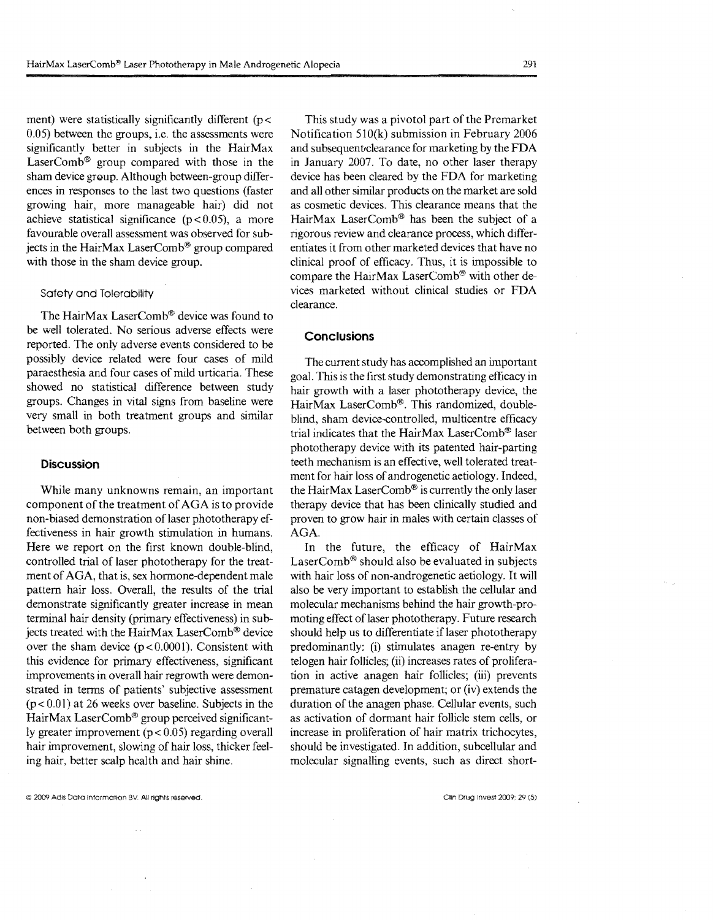ment) were statistically significantly different ($p < 0.05$) between the groups, i.e. the assessments were significantly better in subjects in the HairMax LaserComb® group compared with those in the sham device group. Although between-group differences in responses to the last two questions (faster growing hair, more manageable hair) did not achieve statistical significance ($p < 0.05$), a more favourable overall assessment was observed for subjects in the HairMax LaserComb® group compared with those in the sham device group.

### Safety and Tolerability

The HairMax LaserComb® device was found to be well tolerated. No serious adverse effects were reported. The only adverse events considered to be possibly device related were four cases of mild paraesthesia and four cases of mild urticaria. These showed no statistical difference between study groups. Changes in vital signs from baseline were very small in both treatment groups and similar between both groups.

## Discussion

While many unknowns remain, an important component of the treatment of AGA is to provide non-biased demonstration of laser phototherapy effectiveness in hair growth stimulation in humans. Here we report on the first known double-blind, controlled trial of laser phototherapy for the treatment of AGA, that is, sex hormone-dependent male pattern hair loss. Overall, the results of the trial demonstrate significantly greater increase in mean terminal hair density (primary effectiveness) in subjects treated with the HairMax LaserComb® device over the sham device ($p < 0.0001$). Consistent with this evidence for primary effectiveness, significant improvements in overall hair regrowth were demonstrated in terms of patients' subjective assessment ($p < 0.01$) at 26 weeks over baseline. Subjects in the HairMax LaserComb® group perceived significantly greater improvement ($p < 0.05$) regarding overall hair improvement, slowing of hair loss, thicker feeling hair, better scalp health and hair shine.

This study was a pivotol part of the Premarket Notification 510(k) submission in February 2006 and subsequent clearance for marketing by the FDA in January 2007. To date, no other laser therapy device has been cleared by the FDA for marketing and all other similar products on the market are sold as cosmetic devices. This clearance means that the HairMax LaserComb® has been the subject of a rigorous review and clearance process, which differentiates it from other marketed devices that have no clinical proof of efficacy. Thus, it is impossible to compare the HairMax LaserComb® with other devices marketed without clinical studies or FDA clearance.

## Conclusions

The current study has accomplished an important goal. This is the first study demonstrating efficacy in hair growth with a laser phototherapy device, the HairMax LaserComb®. This randomized, double-blind, sham device-controlled, multicentre efficacy trial indicates that the HairMax LaserComb® laser phototherapy device with its patented hair-parting teeth mechanism is an effective, well tolerated treatment for hair loss of androgenetic aetiology. Indeed, the HairMax LaserComb® is currently the only laser therapy device that has been clinically studied and proven to grow hair in males with certain classes of AGA.

In the future, the efficacy of HairMax LaserComb® should also be evaluated in subjects with hair loss of non-androgenetic aetiology. It will also be very important to establish the cellular and molecular mechanisms behind the hair growth-promoting effect of laser phototherapy. Future research should help us to differentiate if laser phototherapy predominantly: (i) stimulates anagen re-entry by telogen hair follicles; (ii) increases rates of proliferation in active anagen hair follicles; (iii) prevents premature catagen development; or (iv) extends the duration of the anagen phase. Cellular events, such as activation of dormant hair follicle stem cells, or increase in proliferation of hair matrix trichocytes, should be investigated. In addition, subcellular and molecular signalling events, such as direct short-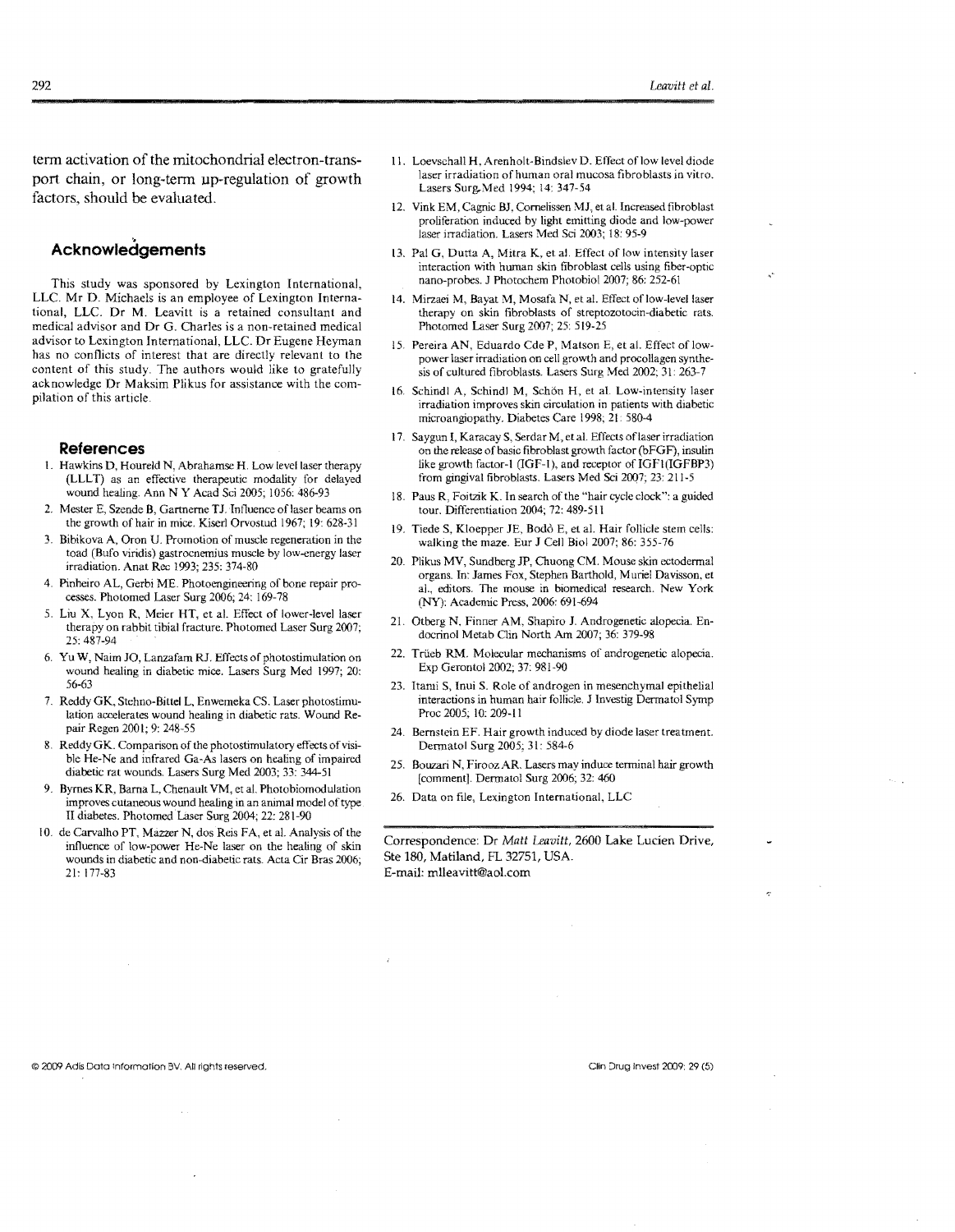term activation of the mitochondrial electron-transport chain, or long-term up-regulation of growth factors, should be evaluated.

## Acknowledgements

This study was sponsored by Lexington International, LLC. Mr D. Michaels is an employee of Lexington International, LLC. Dr M. Leavitt is a retained consultant and medical advisor and Dr G. Charles is a non-retained medical advisor to Lexington International, LLC. Dr Eugene Heyman has no conflicts of interest that are directly relevant to the content of this study. The authors would like to gratefully acknowledge Dr Maksim Plikus for assistance with the compilation of this article.

### References

1. Hawkins D, Houreld N, Abrahamse H. Low level laser therapy (LLLT) as an effective therapeutic modality for delayed wound healing. Ann N Y Acad Sci 2005; 1056: 486-93
2. Mester E, Szende B, Gartnerne TJ. Influence of laser beams on the growth of hair in mice. Kiserl Orvostud 1967; 19: 628-31
3. Bibikova A, Oron U. Promotion of muscle regeneration in the toad (Bufo viridis) gastrocnemius muscle by low-energy laser irradiation. Anat Rec 1993; 235: 374-80
4. Pinheiro AL, Gerbi ME. Photoengineering of bone repair processes. Photomed Laser Surg 2006; 24: 169-78
5. Liu X, Lyon R, Meier HT, et al. Effect of lower-level laser therapy on rabbit tibial fracture. Photomed Laser Surg 2007; 25: 487-94
6. Yu W, Naim JO, Lanzafam RJ. Effects of photostimulation on wound healing in diabetic mice. Lasers Surg Med 1997; 20: 56-63
7. Reddy GK, Stehno-Bittel L, Enwemeka CS. Laser photostimulation accelerates wound healing in diabetic rats. Wound Repair Regen 2001; 9: 248-55
8. Reddy GK. Comparison of the photostimulatory effects of visible He-Ne and infrared Ga-As lasers on healing of impaired diabetic rat wounds. Lasers Surg Med 2003; 33: 344-51
9. Byrnes KR, Barna L, Chenault VM, et al. Photobiomodulation improves cutaneous wound healing in an animal model of type II diabetes. Photomed Laser Surg 2004; 22: 281-90
10. de Carvalho PT, Mazzer N, dos Reis FA, et al. Analysis of the influence of low-power He-Ne laser on the healing of skin wounds in diabetic and non-diabetic rats. Acta Cir Bras 2006; 21: 177-83
11. Loevschall H, Arenholt-Bindslev D. Effect of low level diode laser irradiation of human oral mucosa fibroblasts in vitro. Lasers Surg Med 1994; 14: 347-54
12. Vink EM, Cagnie BJ, Cornelissen MJ, et al. Increased fibroblast proliferation induced by light emitting diode and low-power laser irradiation. Lasers Med Sci 2003; 18: 95-9
13. Pal G, Dutta A, Mitra K, et al. Effect of low intensity laser interaction with human skin fibroblast cells using fiber-optic nano-probes. J Photochem Photobiol 2007; 86: 252-61
14. Mirzaei M, Bayat M, Mosafa N, et al. Effect of low-level laser therapy on skin fibroblasts of streptozotocin-diabetic rats. Photomed Laser Surg 2007; 25: 519-25
15. Pereira AN, Eduardo Cde P, Matson E, et al. Effect of low-power laser irradiation on cell growth and procollagen synthesis of cultured fibroblasts. Lasers Surg Med 2002; 31: 263-7
16. Schindl A, Schindl M, Schön H, et al. Low-intensity laser irradiation improves skin circulation in patients with diabetic microangiopathy. Diabetes Care 1998; 21: 580-4
17. Saygun I, Karacay S, Serdar M, et al. Effects of laser irradiation on the release of basic fibroblast growth factor (bFGF), insulin like growth factor-1 (IGF-1), and receptor of IGF1(IGFBP3) from gingival fibroblasts. Lasers Med Sci 2007; 23: 211-5
18. Paus R, Foitzik K. In search of the "hair cycle clock": a guided tour. Differentiation 2004; 72: 489-511
19. Tiede S, Kloepper JE, Bodò E, et al. Hair follicle stem cells: walking the maze. Eur J Cell Biol 2007; 86: 355-76
20. Plikus MV, Sundberg JP, Chuong CM. Mouse skin ectodermal organs. In: James Fox, Stephen Barthold, Muriel Davisson, et al., editors. The mouse in biomedical research. New York (NY): Academic Press, 2006: 691-694
21. Otberg N, Finner AM, Shapiro J. Androgenetic alopecia. Endocrinol Metab Clin North Am 2007; 36: 379-98
22. Trüeb RM. Molecular mechanisms of androgenetic alopecia. Exp Gerontol 2002; 37: 981-90
23. Itami S, Inui S. Role of androgen in mesenchymal epithelial interactions in human hair follicle. J Investig Dermatol Symp Proc 2005; 10: 209-11
24. Bernstein EF. Hair growth induced by diode laser treatment. Dermatol Surg 2005; 31: 584-6
25. Bouzari N, Firooz AR. Lasers may induce terminal hair growth [comment]. Dermatol Surg 2006; 32: 460
26. Data on file, Lexington International, LLC

Correspondence: Dr *Matt Leavitt*, 2600 Lake Lucien Drive, Ste 180, Matiland, FL 32751, USA.
E-mail: mlleavitt@aol.com